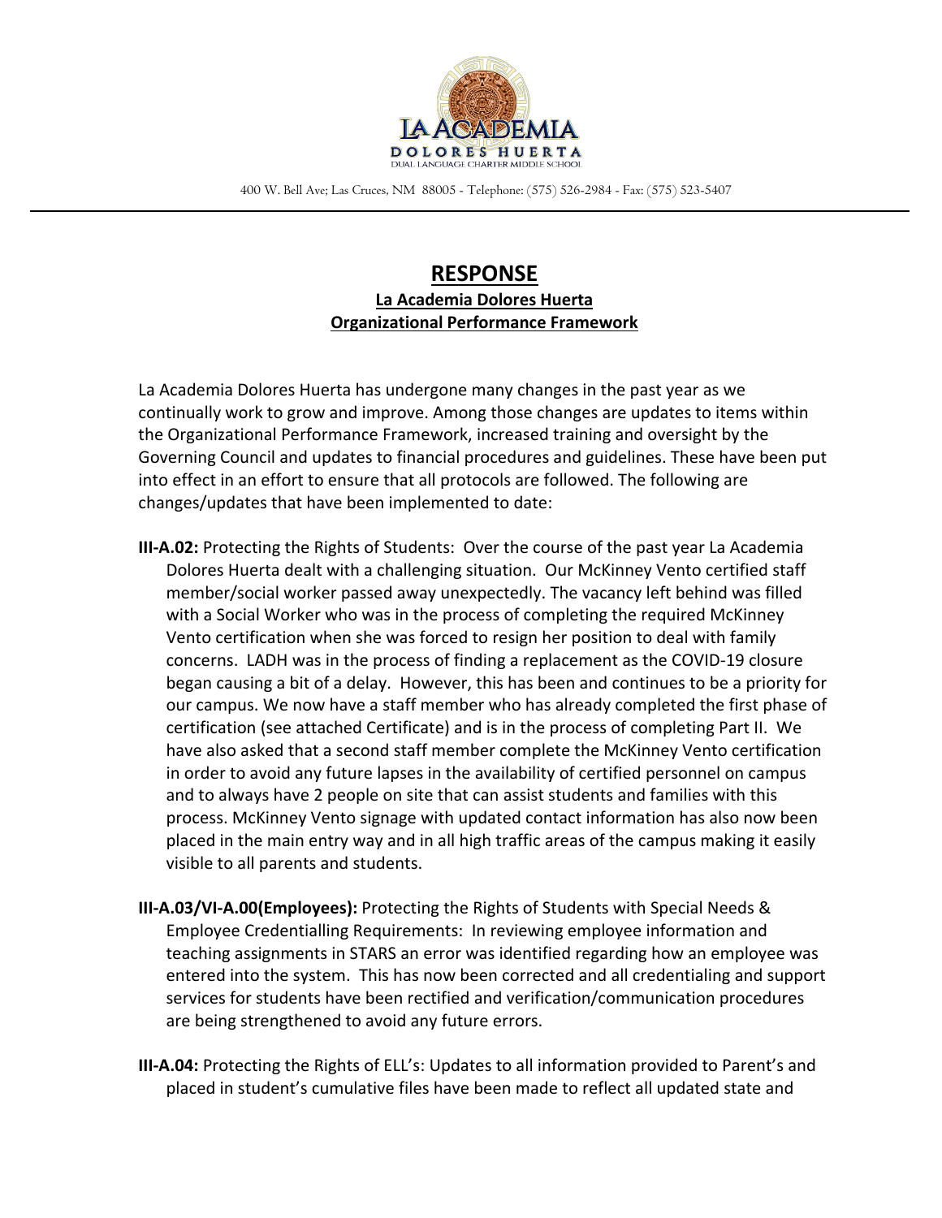400 W. Bell Ave; Las Cruces, NM 88005 - Telephone: (575) 526-2984 - Fax: (575) 523-5407

# RESPONSE

## La Academia Dolores Huerta
## Organizational Performance Framework

La Academia Dolores Huerta has undergone many changes in the past year as we continually work to grow and improve. Among those changes are updates to items within the Organizational Performance Framework, increased training and oversight by the Governing Council and updates to financial procedures and guidelines. These have been put into effect in an effort to ensure that all protocols are followed. The following are changes/updates that have been implemented to date:

**III-A.02:** Protecting the Rights of Students: Over the course of the past year La Academia Dolores Huerta dealt with a challenging situation. Our McKinney Vento certified staff member/social worker passed away unexpectedly. The vacancy left behind was filled with a Social Worker who was in the process of completing the required McKinney Vento certification when she was forced to resign her position to deal with family concerns. LADH was in the process of finding a replacement as the COVID-19 closure began causing a bit of a delay. However, this has been and continues to be a priority for our campus. We now have a staff member who has already completed the first phase of certification (see attached Certificate) and is in the process of completing Part II. We have also asked that a second staff member complete the McKinney Vento certification in order to avoid any future lapses in the availability of certified personnel on campus and to always have 2 people on site that can assist students and families with this process. McKinney Vento signage with updated contact information has also now been placed in the main entry way and in all high traffic areas of the campus making it easily visible to all parents and students.

**III-A.03/VI-A.00(Employees):** Protecting the Rights of Students with Special Needs & Employee Credentialling Requirements: In reviewing employee information and teaching assignments in STARS an error was identified regarding how an employee was entered into the system. This has now been corrected and all credentialing and support services for students have been rectified and verification/communication procedures are being strengthened to avoid any future errors.

**III-A.04:** Protecting the Rights of ELL's: Updates to all information provided to Parent's and placed in student's cumulative files have been made to reflect all updated state and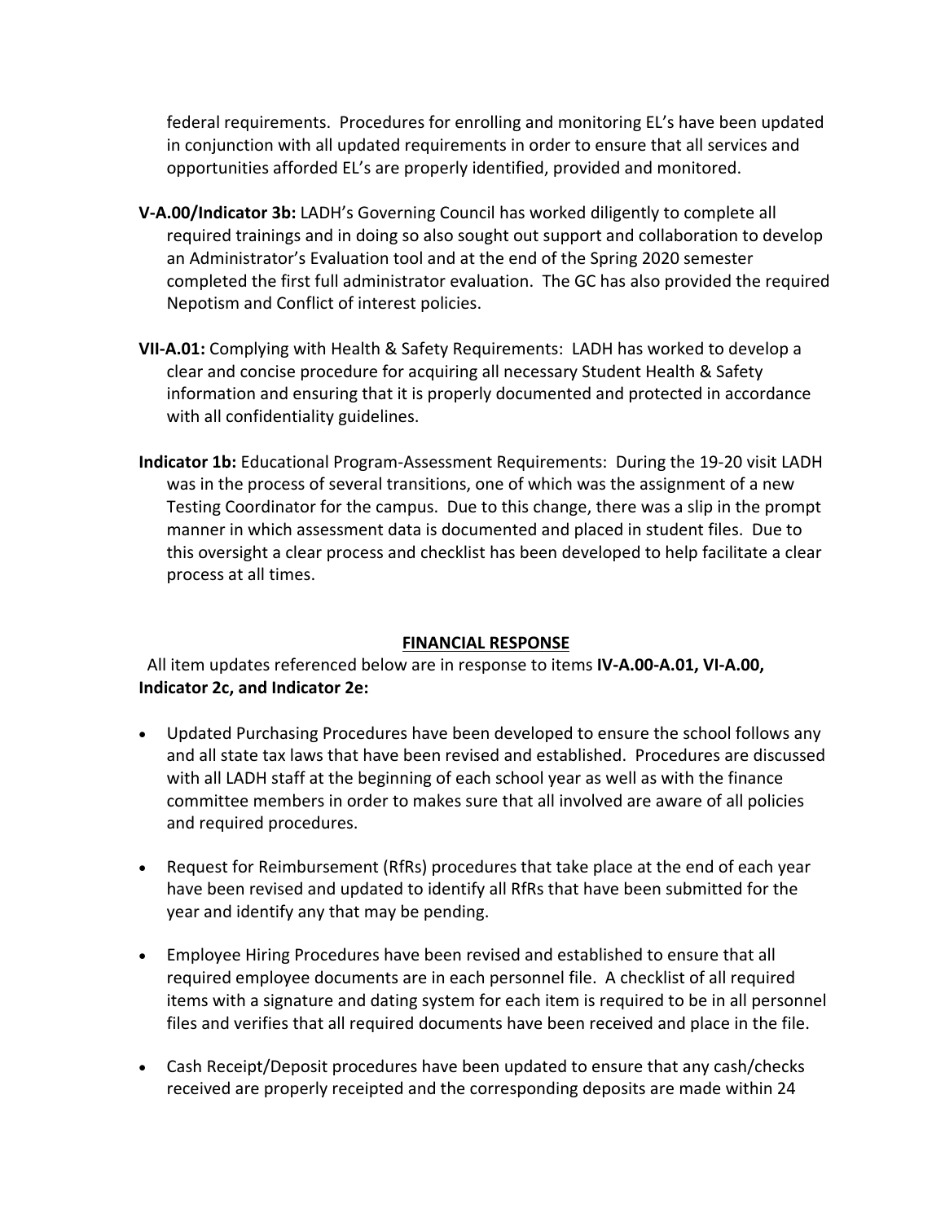federal requirements. Procedures for enrolling and monitoring EL's have been updated in conjunction with all updated requirements in order to ensure that all services and opportunities afforded EL's are properly identified, provided and monitored.

**V-A.00/Indicator 3b:** LADH's Governing Council has worked diligently to complete all required trainings and in doing so also sought out support and collaboration to develop an Administrator's Evaluation tool and at the end of the Spring 2020 semester completed the first full administrator evaluation. The GC has also provided the required Nepotism and Conflict of interest policies.

**VII-A.01:** Complying with Health & Safety Requirements: LADH has worked to develop a clear and concise procedure for acquiring all necessary Student Health & Safety information and ensuring that it is properly documented and protected in accordance with all confidentiality guidelines.

**Indicator 1b:** Educational Program-Assessment Requirements: During the 19-20 visit LADH was in the process of several transitions, one of which was the assignment of a new Testing Coordinator for the campus. Due to this change, there was a slip in the prompt manner in which assessment data is documented and placed in student files. Due to this oversight a clear process and checklist has been developed to help facilitate a clear process at all times.

## FINANCIAL RESPONSE

All item updates referenced below are in response to items **IV-A.00-A.01, VI-A.00, Indicator 2c, and Indicator 2e:**

- Updated Purchasing Procedures have been developed to ensure the school follows any and all state tax laws that have been revised and established. Procedures are discussed with all LADH staff at the beginning of each school year as well as with the finance committee members in order to makes sure that all involved are aware of all policies and required procedures.

- Request for Reimbursement (RfRs) procedures that take place at the end of each year have been revised and updated to identify all RfRs that have been submitted for the year and identify any that may be pending.

- Employee Hiring Procedures have been revised and established to ensure that all required employee documents are in each personnel file. A checklist of all required items with a signature and dating system for each item is required to be in all personnel files and verifies that all required documents have been received and place in the file.

- Cash Receipt/Deposit procedures have been updated to ensure that any cash/checks received are properly receipted and the corresponding deposits are made within 24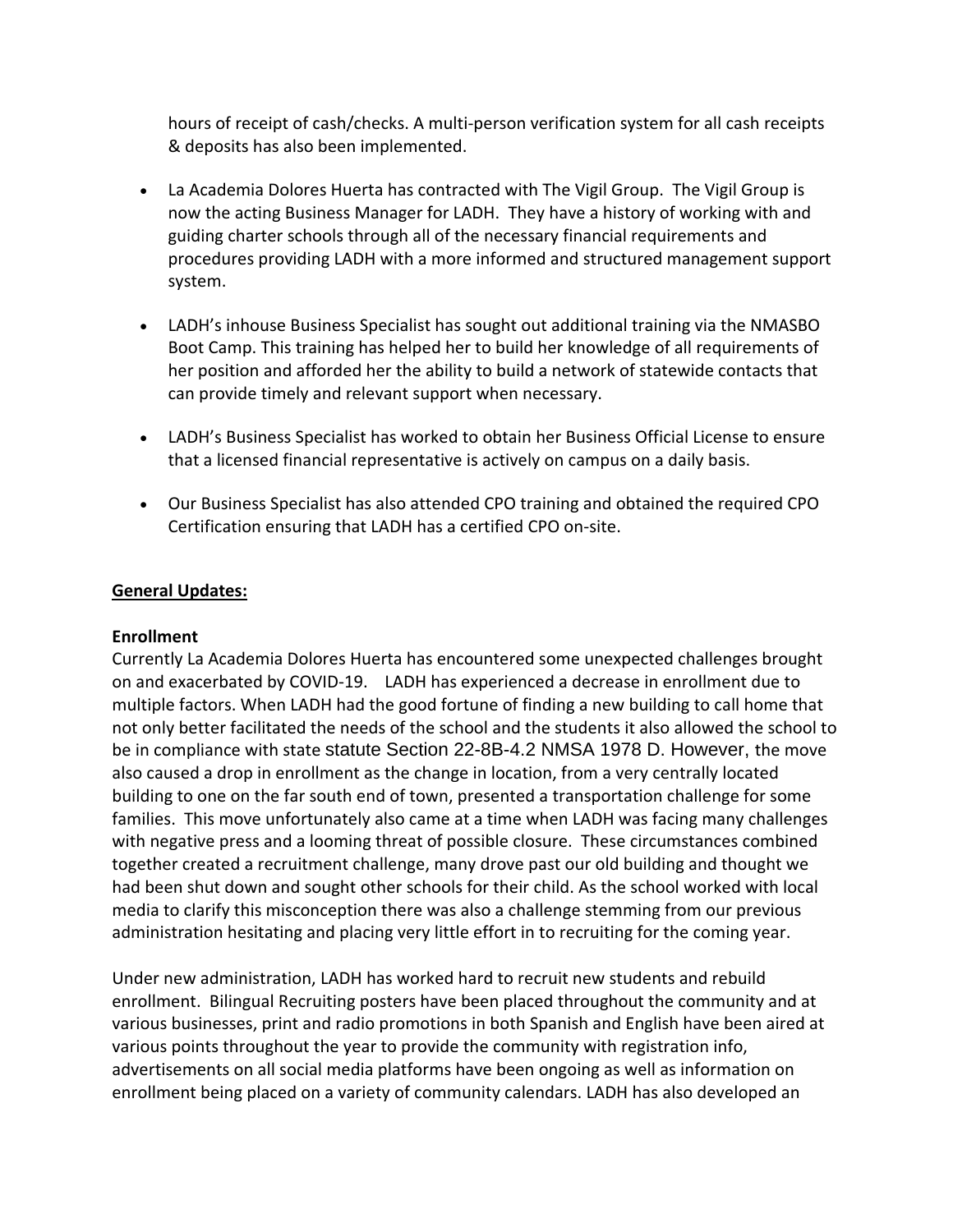hours of receipt of cash/checks. A multi-person verification system for all cash receipts & deposits has also been implemented.

- La Academia Dolores Huerta has contracted with The Vigil Group. The Vigil Group is now the acting Business Manager for LADH. They have a history of working with and guiding charter schools through all of the necessary financial requirements and procedures providing LADH with a more informed and structured management support system.

- LADH's inhouse Business Specialist has sought out additional training via the NMASBO Boot Camp. This training has helped her to build her knowledge of all requirements of her position and afforded her the ability to build a network of statewide contacts that can provide timely and relevant support when necessary.

- LADH's Business Specialist has worked to obtain her Business Official License to ensure that a licensed financial representative is actively on campus on a daily basis.

- Our Business Specialist has also attended CPO training and obtained the required CPO Certification ensuring that LADH has a certified CPO on-site.

**General Updates:**

**Enrollment**

Currently La Academia Dolores Huerta has encountered some unexpected challenges brought on and exacerbated by COVID-19. LADH has experienced a decrease in enrollment due to multiple factors. When LADH had the good fortune of finding a new building to call home that not only better facilitated the needs of the school and the students it also allowed the school to be in compliance with state statute Section 22-8B-4.2 NMSA 1978 D. However, the move also caused a drop in enrollment as the change in location, from a very centrally located building to one on the far south end of town, presented a transportation challenge for some families. This move unfortunately also came at a time when LADH was facing many challenges with negative press and a looming threat of possible closure. These circumstances combined together created a recruitment challenge, many drove past our old building and thought we had been shut down and sought other schools for their child. As the school worked with local media to clarify this misconception there was also a challenge stemming from our previous administration hesitating and placing very little effort in to recruiting for the coming year.

Under new administration, LADH has worked hard to recruit new students and rebuild enrollment. Bilingual Recruiting posters have been placed throughout the community and at various businesses, print and radio promotions in both Spanish and English have been aired at various points throughout the year to provide the community with registration info, advertisements on all social media platforms have been ongoing as well as information on enrollment being placed on a variety of community calendars. LADH has also developed an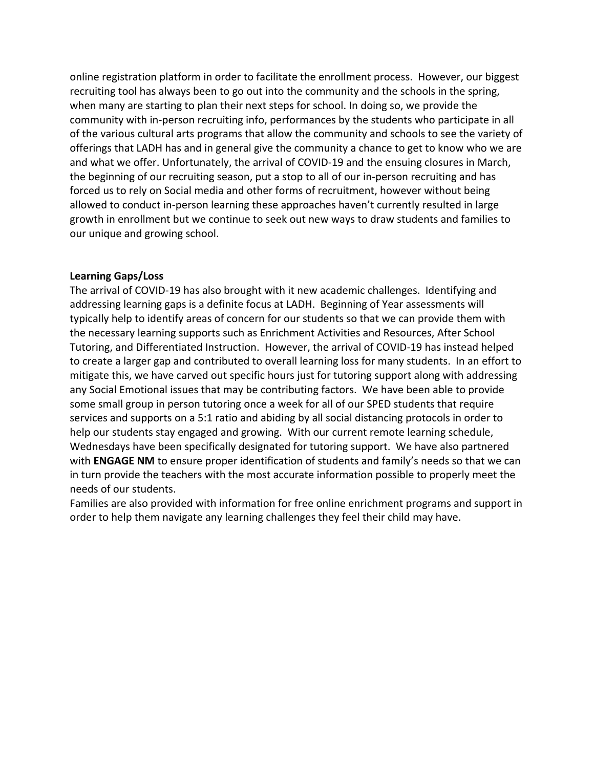online registration platform in order to facilitate the enrollment process. However, our biggest recruiting tool has always been to go out into the community and the schools in the spring, when many are starting to plan their next steps for school. In doing so, we provide the community with in-person recruiting info, performances by the students who participate in all of the various cultural arts programs that allow the community and schools to see the variety of offerings that LADH has and in general give the community a chance to get to know who we are and what we offer. Unfortunately, the arrival of COVID-19 and the ensuing closures in March, the beginning of our recruiting season, put a stop to all of our in-person recruiting and has forced us to rely on Social media and other forms of recruitment, however without being allowed to conduct in-person learning these approaches haven't currently resulted in large growth in enrollment but we continue to seek out new ways to draw students and families to our unique and growing school.

**Learning Gaps/Loss**

The arrival of COVID-19 has also brought with it new academic challenges. Identifying and addressing learning gaps is a definite focus at LADH. Beginning of Year assessments will typically help to identify areas of concern for our students so that we can provide them with the necessary learning supports such as Enrichment Activities and Resources, After School Tutoring, and Differentiated Instruction. However, the arrival of COVID-19 has instead helped to create a larger gap and contributed to overall learning loss for many students. In an effort to mitigate this, we have carved out specific hours just for tutoring support along with addressing any Social Emotional issues that may be contributing factors. We have been able to provide some small group in person tutoring once a week for all of our SPED students that require services and supports on a 5:1 ratio and abiding by all social distancing protocols in order to help our students stay engaged and growing. With our current remote learning schedule, Wednesdays have been specifically designated for tutoring support. We have also partnered with **ENGAGE NM** to ensure proper identification of students and family's needs so that we can in turn provide the teachers with the most accurate information possible to properly meet the needs of our students.

Families are also provided with information for free online enrichment programs and support in order to help them navigate any learning challenges they feel their child may have.